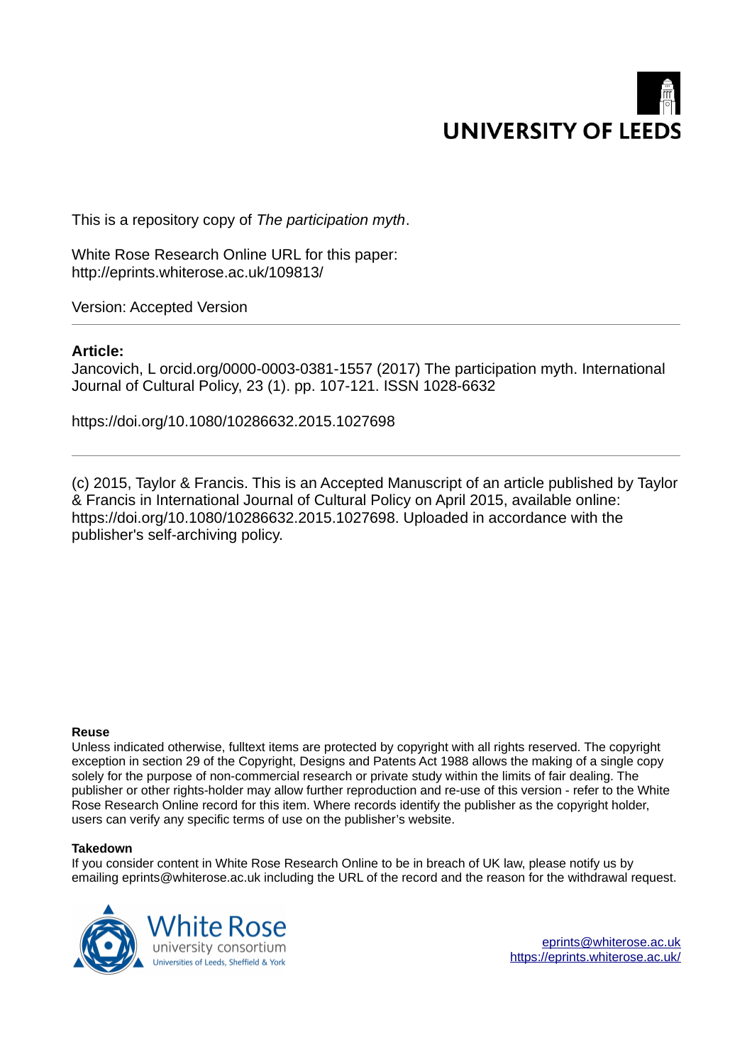UNIVERSITY OF LEEDS

This is a repository copy of *The participation myth*.

White Rose Research Online URL for this paper:
http://eprints.whiterose.ac.uk/109813/

Version: Accepted Version

---

**Article:**

Jancovich, L orcid.org/0000-0003-0381-1557 (2017) The participation myth. International Journal of Cultural Policy, 23 (1). pp. 107-121. ISSN 1028-6632

https://doi.org/10.1080/10286632.2015.1027698

---

(c) 2015, Taylor & Francis. This is an Accepted Manuscript of an article published by Taylor & Francis in International Journal of Cultural Policy on April 2015, available online: https://doi.org/10.1080/10286632.2015.1027698. Uploaded in accordance with the publisher's self-archiving policy.

**Reuse**

Unless indicated otherwise, fulltext items are protected by copyright with all rights reserved. The copyright exception in section 29 of the Copyright, Designs and Patents Act 1988 allows the making of a single copy solely for the purpose of non-commercial research or private study within the limits of fair dealing. The publisher or other rights-holder may allow further reproduction and re-use of this version - refer to the White Rose Research Online record for this item. Where records identify the publisher as the copyright holder, users can verify any specific terms of use on the publisher's website.

**Takedown**

If you consider content in White Rose Research Online to be in breach of UK law, please notify us by emailing eprints@whiterose.ac.uk including the URL of the record and the reason for the withdrawal request.

White Rose university consortium
Universities of Leeds, Sheffield & York

eprints@whiterose.ac.uk
https://eprints.whiterose.ac.uk/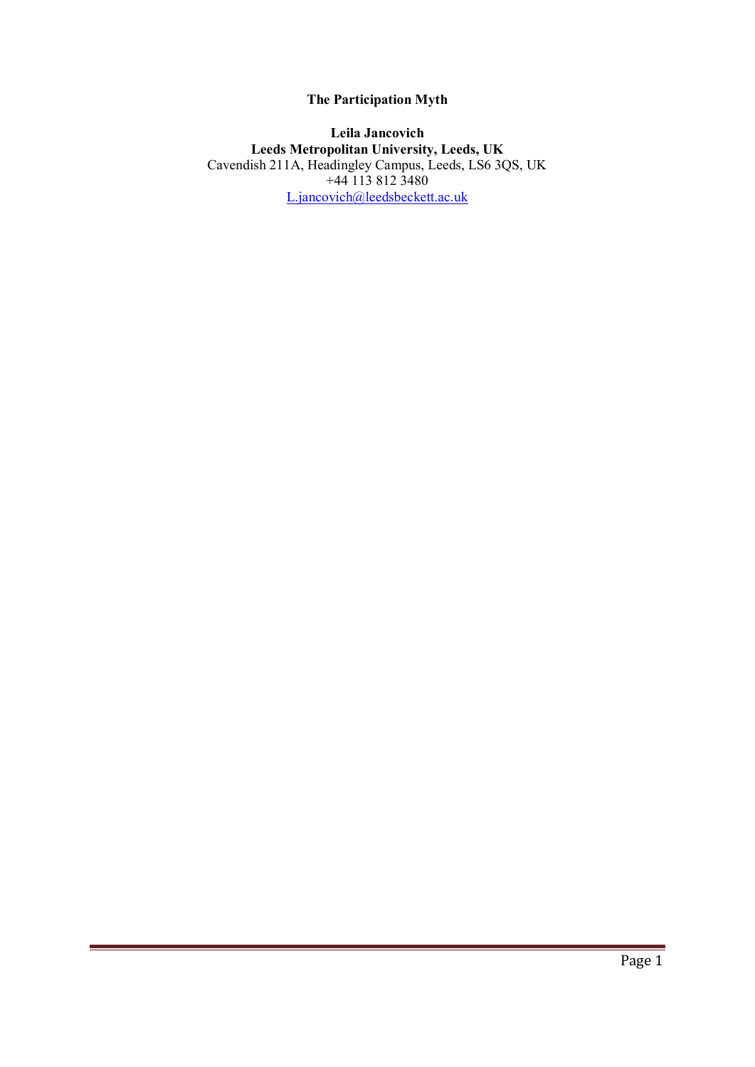**The Participation Myth**

**Leila Jancovich**

**Leeds Metropolitan University, Leeds, UK**

Cavendish 211A, Headingley Campus, Leeds, LS6 3QS, UK

+44 113 812 3480

L.jancovich@leedsbeckett.ac.uk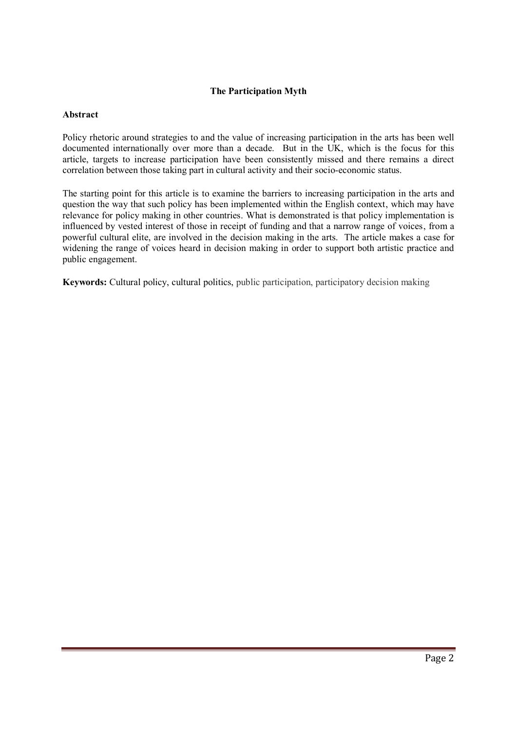# The Participation Myth

## Abstract

Policy rhetoric around strategies to and the value of increasing participation in the arts has been well documented internationally over more than a decade. But in the UK, which is the focus for this article, targets to increase participation have been consistently missed and there remains a direct correlation between those taking part in cultural activity and their socio-economic status.

The starting point for this article is to examine the barriers to increasing participation in the arts and question the way that such policy has been implemented within the English context, which may have relevance for policy making in other countries. What is demonstrated is that policy implementation is influenced by vested interest of those in receipt of funding and that a narrow range of voices, from a powerful cultural elite, are involved in the decision making in the arts. The article makes a case for widening the range of voices heard in decision making in order to support both artistic practice and public engagement.

**Keywords:** Cultural policy, cultural politics, public participation, participatory decision making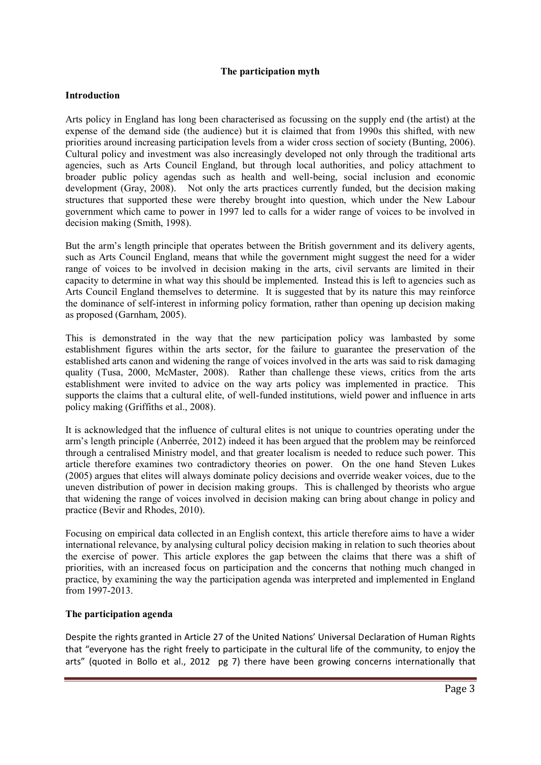**The participation myth**

**Introduction**

Arts policy in England has long been characterised as focussing on the supply end (the artist) at the expense of the demand side (the audience) but it is claimed that from 1990s this shifted, with new priorities around increasing participation levels from a wider cross section of society (Bunting, 2006). Cultural policy and investment was also increasingly developed not only through the traditional arts agencies, such as Arts Council England, but through local authorities, and policy attachment to broader public policy agendas such as health and well-being, social inclusion and economic development (Gray, 2008). Not only the arts practices currently funded, but the decision making structures that supported these were thereby brought into question, which under the New Labour government which came to power in 1997 led to calls for a wider range of voices to be involved in decision making (Smith, 1998).

But the arm's length principle that operates between the British government and its delivery agents, such as Arts Council England, means that while the government might suggest the need for a wider range of voices to be involved in decision making in the arts, civil servants are limited in their capacity to determine in what way this should be implemented. Instead this is left to agencies such as Arts Council England themselves to determine. It is suggested that by its nature this may reinforce the dominance of self-interest in informing policy formation, rather than opening up decision making as proposed (Garnham, 2005).

This is demonstrated in the way that the new participation policy was lambasted by some establishment figures within the arts sector, for the failure to guarantee the preservation of the established arts canon and widening the range of voices involved in the arts was said to risk damaging quality (Tusa, 2000, McMaster, 2008). Rather than challenge these views, critics from the arts establishment were invited to advice on the way arts policy was implemented in practice. This supports the claims that a cultural elite, of well-funded institutions, wield power and influence in arts policy making (Griffiths et al., 2008).

It is acknowledged that the influence of cultural elites is not unique to countries operating under the arm's length principle (Anberrée, 2012) indeed it has been argued that the problem may be reinforced through a centralised Ministry model, and that greater localism is needed to reduce such power. This article therefore examines two contradictory theories on power. On the one hand Steven Lukes (2005) argues that elites will always dominate policy decisions and override weaker voices, due to the uneven distribution of power in decision making groups. This is challenged by theorists who argue that widening the range of voices involved in decision making can bring about change in policy and practice (Bevir and Rhodes, 2010).

Focusing on empirical data collected in an English context, this article therefore aims to have a wider international relevance, by analysing cultural policy decision making in relation to such theories about the exercise of power. This article explores the gap between the claims that there was a shift of priorities, with an increased focus on participation and the concerns that nothing much changed in practice, by examining the way the participation agenda was interpreted and implemented in England from 1997-2013.

**The participation agenda**

Despite the rights granted in Article 27 of the United Nations' Universal Declaration of Human Rights that "everyone has the right freely to participate in the cultural life of the community, to enjoy the arts" (quoted in Bollo et al., 2012 pg 7) there have been growing concerns internationally that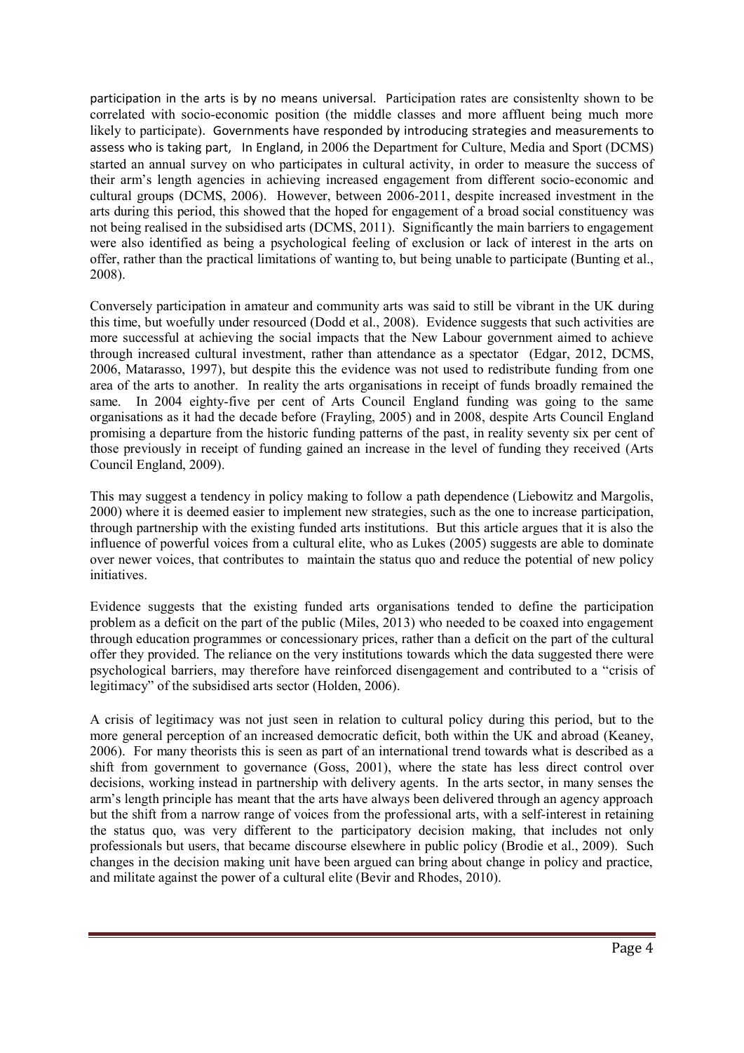participation in the arts is by no means universal. Participation rates are consistenlty shown to be correlated with socio-economic position (the middle classes and more affluent being much more likely to participate). Governments have responded by introducing strategies and measurements to assess who is taking part, In England, in 2006 the Department for Culture, Media and Sport (DCMS) started an annual survey on who participates in cultural activity, in order to measure the success of their arm's length agencies in achieving increased engagement from different socio-economic and cultural groups (DCMS, 2006). However, between 2006-2011, despite increased investment in the arts during this period, this showed that the hoped for engagement of a broad social constituency was not being realised in the subsidised arts (DCMS, 2011). Significantly the main barriers to engagement were also identified as being a psychological feeling of exclusion or lack of interest in the arts on offer, rather than the practical limitations of wanting to, but being unable to participate (Bunting et al., 2008).

Conversely participation in amateur and community arts was said to still be vibrant in the UK during this time, but woefully under resourced (Dodd et al., 2008). Evidence suggests that such activities are more successful at achieving the social impacts that the New Labour government aimed to achieve through increased cultural investment, rather than attendance as a spectator (Edgar, 2012, DCMS, 2006, Matarasso, 1997), but despite this the evidence was not used to redistribute funding from one area of the arts to another. In reality the arts organisations in receipt of funds broadly remained the same. In 2004 eighty-five per cent of Arts Council England funding was going to the same organisations as it had the decade before (Frayling, 2005) and in 2008, despite Arts Council England promising a departure from the historic funding patterns of the past, in reality seventy six per cent of those previously in receipt of funding gained an increase in the level of funding they received (Arts Council England, 2009).

This may suggest a tendency in policy making to follow a path dependence (Liebowitz and Margolis, 2000) where it is deemed easier to implement new strategies, such as the one to increase participation, through partnership with the existing funded arts institutions. But this article argues that it is also the influence of powerful voices from a cultural elite, who as Lukes (2005) suggests are able to dominate over newer voices, that contributes to maintain the status quo and reduce the potential of new policy initiatives.

Evidence suggests that the existing funded arts organisations tended to define the participation problem as a deficit on the part of the public (Miles, 2013) who needed to be coaxed into engagement through education programmes or concessionary prices, rather than a deficit on the part of the cultural offer they provided. The reliance on the very institutions towards which the data suggested there were psychological barriers, may therefore have reinforced disengagement and contributed to a "crisis of legitimacy" of the subsidised arts sector (Holden, 2006).

A crisis of legitimacy was not just seen in relation to cultural policy during this period, but to the more general perception of an increased democratic deficit, both within the UK and abroad (Keaney, 2006). For many theorists this is seen as part of an international trend towards what is described as a shift from government to governance (Goss, 2001), where the state has less direct control over decisions, working instead in partnership with delivery agents. In the arts sector, in many senses the arm's length principle has meant that the arts have always been delivered through an agency approach but the shift from a narrow range of voices from the professional arts, with a self-interest in retaining the status quo, was very different to the participatory decision making, that includes not only professionals but users, that became discourse elsewhere in public policy (Brodie et al., 2009). Such changes in the decision making unit have been argued can bring about change in policy and practice, and militate against the power of a cultural elite (Bevir and Rhodes, 2010).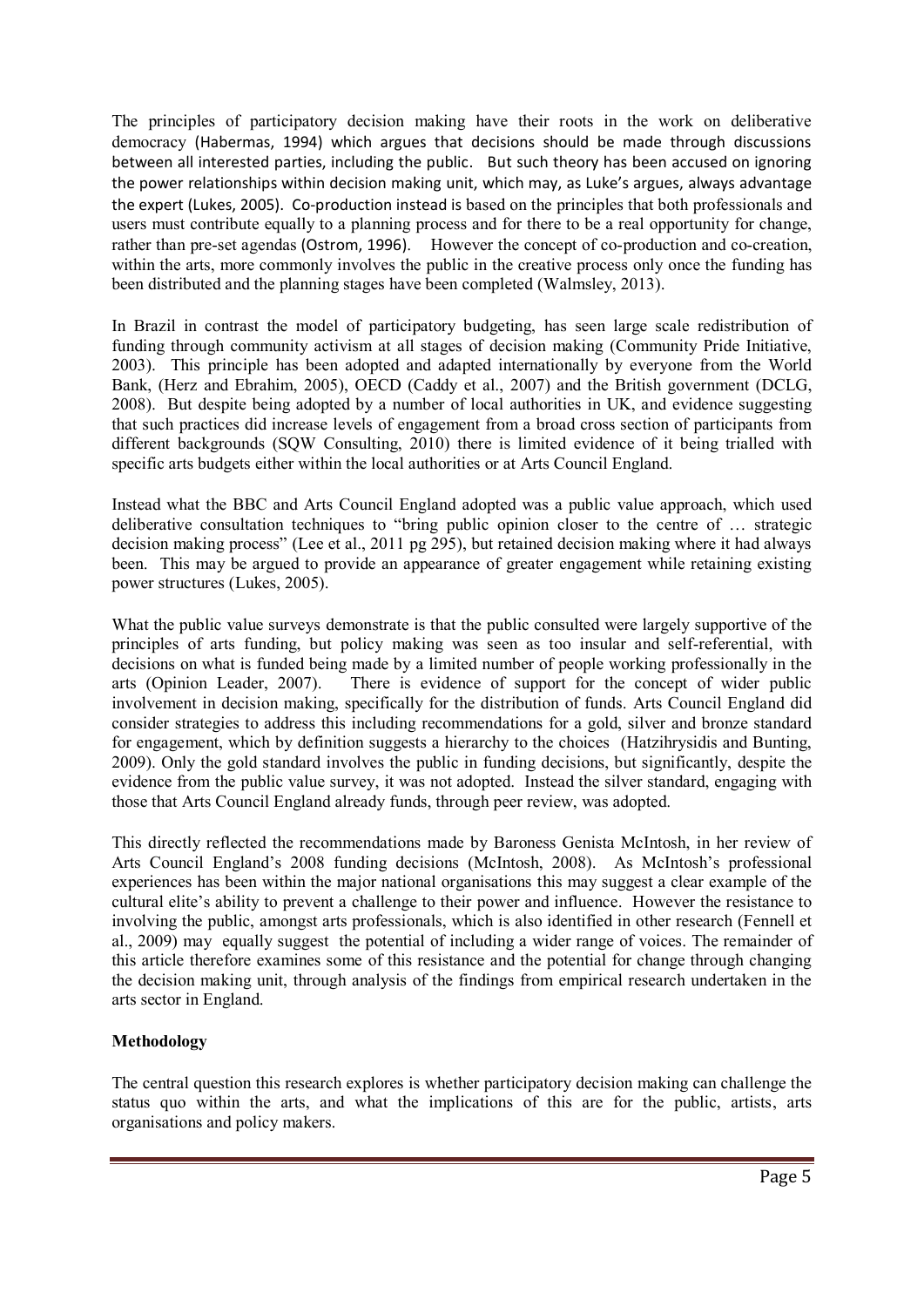The principles of participatory decision making have their roots in the work on deliberative democracy (Habermas, 1994) which argues that decisions should be made through discussions between all interested parties, including the public. But such theory has been accused on ignoring the power relationships within decision making unit, which may, as Luke's argues, always advantage the expert (Lukes, 2005). Co-production instead is based on the principles that both professionals and users must contribute equally to a planning process and for there to be a real opportunity for change, rather than pre-set agendas (Ostrom, 1996). However the concept of co-production and co-creation, within the arts, more commonly involves the public in the creative process only once the funding has been distributed and the planning stages have been completed (Walmsley, 2013).

In Brazil in contrast the model of participatory budgeting, has seen large scale redistribution of funding through community activism at all stages of decision making (Community Pride Initiative, 2003). This principle has been adopted and adapted internationally by everyone from the World Bank, (Herz and Ebrahim, 2005), OECD (Caddy et al., 2007) and the British government (DCLG, 2008). But despite being adopted by a number of local authorities in UK, and evidence suggesting that such practices did increase levels of engagement from a broad cross section of participants from different backgrounds (SQW Consulting, 2010) there is limited evidence of it being trialled with specific arts budgets either within the local authorities or at Arts Council England.

Instead what the BBC and Arts Council England adopted was a public value approach, which used deliberative consultation techniques to "bring public opinion closer to the centre of … strategic decision making process" (Lee et al., 2011 pg 295), but retained decision making where it had always been. This may be argued to provide an appearance of greater engagement while retaining existing power structures (Lukes, 2005).

What the public value surveys demonstrate is that the public consulted were largely supportive of the principles of arts funding, but policy making was seen as too insular and self-referential, with decisions on what is funded being made by a limited number of people working professionally in the arts (Opinion Leader, 2007). There is evidence of support for the concept of wider public involvement in decision making, specifically for the distribution of funds. Arts Council England did consider strategies to address this including recommendations for a gold, silver and bronze standard for engagement, which by definition suggests a hierarchy to the choices (Hatzihrysidis and Bunting, 2009). Only the gold standard involves the public in funding decisions, but significantly, despite the evidence from the public value survey, it was not adopted. Instead the silver standard, engaging with those that Arts Council England already funds, through peer review, was adopted.

This directly reflected the recommendations made by Baroness Genista McIntosh, in her review of Arts Council England's 2008 funding decisions (McIntosh, 2008). As McIntosh's professional experiences has been within the major national organisations this may suggest a clear example of the cultural elite's ability to prevent a challenge to their power and influence. However the resistance to involving the public, amongst arts professionals, which is also identified in other research (Fennell et al., 2009) may equally suggest the potential of including a wider range of voices. The remainder of this article therefore examines some of this resistance and the potential for change through changing the decision making unit, through analysis of the findings from empirical research undertaken in the arts sector in England.

**Methodology**

The central question this research explores is whether participatory decision making can challenge the status quo within the arts, and what the implications of this are for the public, artists, arts organisations and policy makers.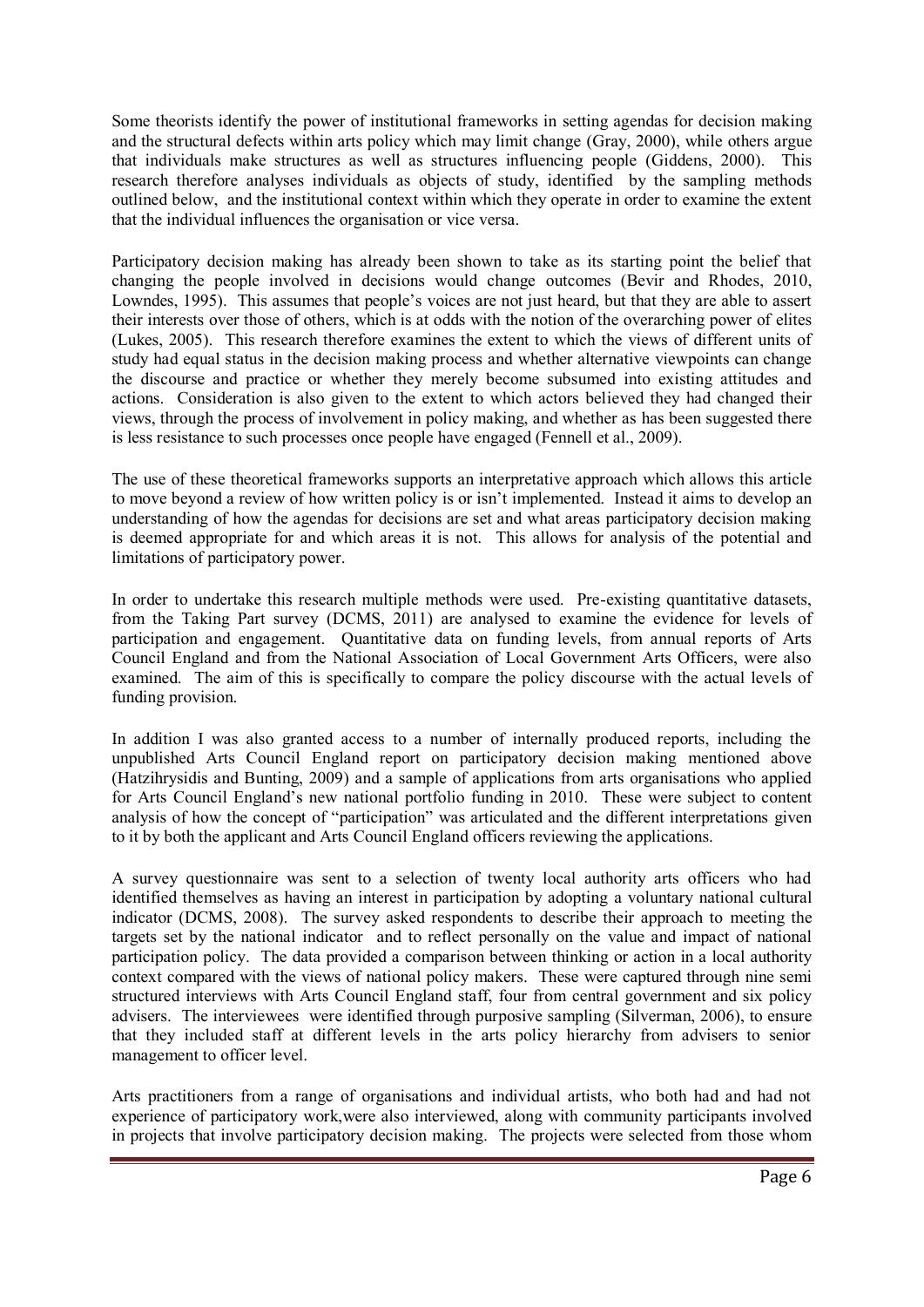Some theorists identify the power of institutional frameworks in setting agendas for decision making and the structural defects within arts policy which may limit change (Gray, 2000), while others argue that individuals make structures as well as structures influencing people (Giddens, 2000). This research therefore analyses individuals as objects of study, identified by the sampling methods outlined below, and the institutional context within which they operate in order to examine the extent that the individual influences the organisation or vice versa.

Participatory decision making has already been shown to take as its starting point the belief that changing the people involved in decisions would change outcomes (Bevir and Rhodes, 2010, Lowndes, 1995). This assumes that people's voices are not just heard, but that they are able to assert their interests over those of others, which is at odds with the notion of the overarching power of elites (Lukes, 2005). This research therefore examines the extent to which the views of different units of study had equal status in the decision making process and whether alternative viewpoints can change the discourse and practice or whether they merely become subsumed into existing attitudes and actions. Consideration is also given to the extent to which actors believed they had changed their views, through the process of involvement in policy making, and whether as has been suggested there is less resistance to such processes once people have engaged (Fennell et al., 2009).

The use of these theoretical frameworks supports an interpretative approach which allows this article to move beyond a review of how written policy is or isn't implemented. Instead it aims to develop an understanding of how the agendas for decisions are set and what areas participatory decision making is deemed appropriate for and which areas it is not. This allows for analysis of the potential and limitations of participatory power.

In order to undertake this research multiple methods were used. Pre-existing quantitative datasets, from the Taking Part survey (DCMS, 2011) are analysed to examine the evidence for levels of participation and engagement. Quantitative data on funding levels, from annual reports of Arts Council England and from the National Association of Local Government Arts Officers, were also examined. The aim of this is specifically to compare the policy discourse with the actual levels of funding provision.

In addition I was also granted access to a number of internally produced reports, including the unpublished Arts Council England report on participatory decision making mentioned above (Hatzihrysidis and Bunting, 2009) and a sample of applications from arts organisations who applied for Arts Council England's new national portfolio funding in 2010. These were subject to content analysis of how the concept of "participation" was articulated and the different interpretations given to it by both the applicant and Arts Council England officers reviewing the applications.

A survey questionnaire was sent to a selection of twenty local authority arts officers who had identified themselves as having an interest in participation by adopting a voluntary national cultural indicator (DCMS, 2008). The survey asked respondents to describe their approach to meeting the targets set by the national indicator and to reflect personally on the value and impact of national participation policy. The data provided a comparison between thinking or action in a local authority context compared with the views of national policy makers. These were captured through nine semi structured interviews with Arts Council England staff, four from central government and six policy advisers. The interviewees were identified through purposive sampling (Silverman, 2006), to ensure that they included staff at different levels in the arts policy hierarchy from advisers to senior management to officer level.

Arts practitioners from a range of organisations and individual artists, who both had and had not experience of participatory work,were also interviewed, along with community participants involved in projects that involve participatory decision making. The projects were selected from those whom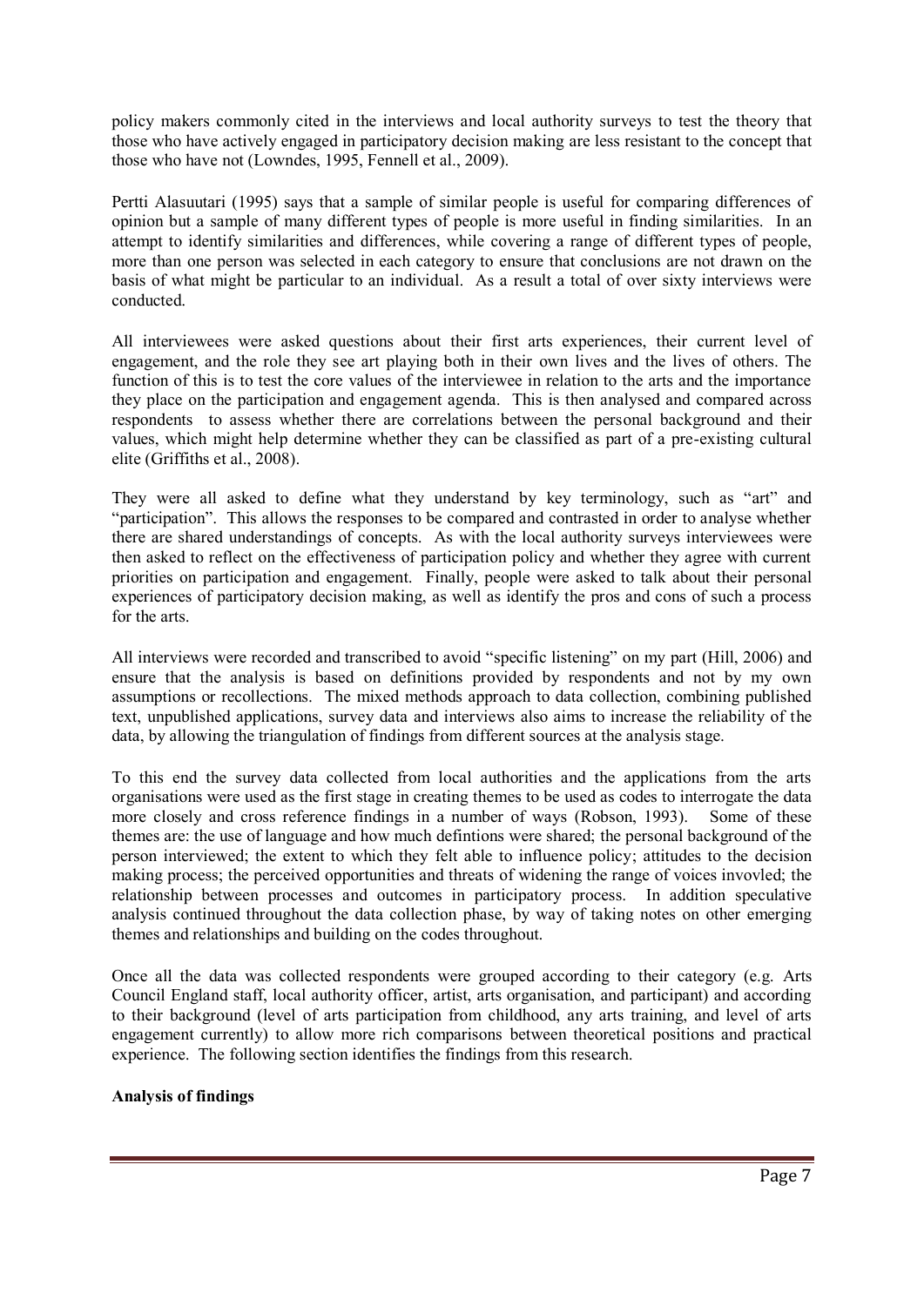policy makers commonly cited in the interviews and local authority surveys to test the theory that those who have actively engaged in participatory decision making are less resistant to the concept that those who have not (Lowndes, 1995, Fennell et al., 2009).

Pertti Alasuutari (1995) says that a sample of similar people is useful for comparing differences of opinion but a sample of many different types of people is more useful in finding similarities. In an attempt to identify similarities and differences, while covering a range of different types of people, more than one person was selected in each category to ensure that conclusions are not drawn on the basis of what might be particular to an individual. As a result a total of over sixty interviews were conducted.

All interviewees were asked questions about their first arts experiences, their current level of engagement, and the role they see art playing both in their own lives and the lives of others. The function of this is to test the core values of the interviewee in relation to the arts and the importance they place on the participation and engagement agenda. This is then analysed and compared across respondents to assess whether there are correlations between the personal background and their values, which might help determine whether they can be classified as part of a pre-existing cultural elite (Griffiths et al., 2008).

They were all asked to define what they understand by key terminology, such as "art" and "participation". This allows the responses to be compared and contrasted in order to analyse whether there are shared understandings of concepts. As with the local authority surveys interviewees were then asked to reflect on the effectiveness of participation policy and whether they agree with current priorities on participation and engagement. Finally, people were asked to talk about their personal experiences of participatory decision making, as well as identify the pros and cons of such a process for the arts.

All interviews were recorded and transcribed to avoid "specific listening" on my part (Hill, 2006) and ensure that the analysis is based on definitions provided by respondents and not by my own assumptions or recollections. The mixed methods approach to data collection, combining published text, unpublished applications, survey data and interviews also aims to increase the reliability of the data, by allowing the triangulation of findings from different sources at the analysis stage.

To this end the survey data collected from local authorities and the applications from the arts organisations were used as the first stage in creating themes to be used as codes to interrogate the data more closely and cross reference findings in a number of ways (Robson, 1993). Some of these themes are: the use of language and how much defintions were shared; the personal background of the person interviewed; the extent to which they felt able to influence policy; attitudes to the decision making process; the perceived opportunities and threats of widening the range of voices invovled; the relationship between processes and outcomes in participatory process. In addition speculative analysis continued throughout the data collection phase, by way of taking notes on other emerging themes and relationships and building on the codes throughout.

Once all the data was collected respondents were grouped according to their category (e.g. Arts Council England staff, local authority officer, artist, arts organisation, and participant) and according to their background (level of arts participation from childhood, any arts training, and level of arts engagement currently) to allow more rich comparisons between theoretical positions and practical experience. The following section identifies the findings from this research.

**Analysis of findings**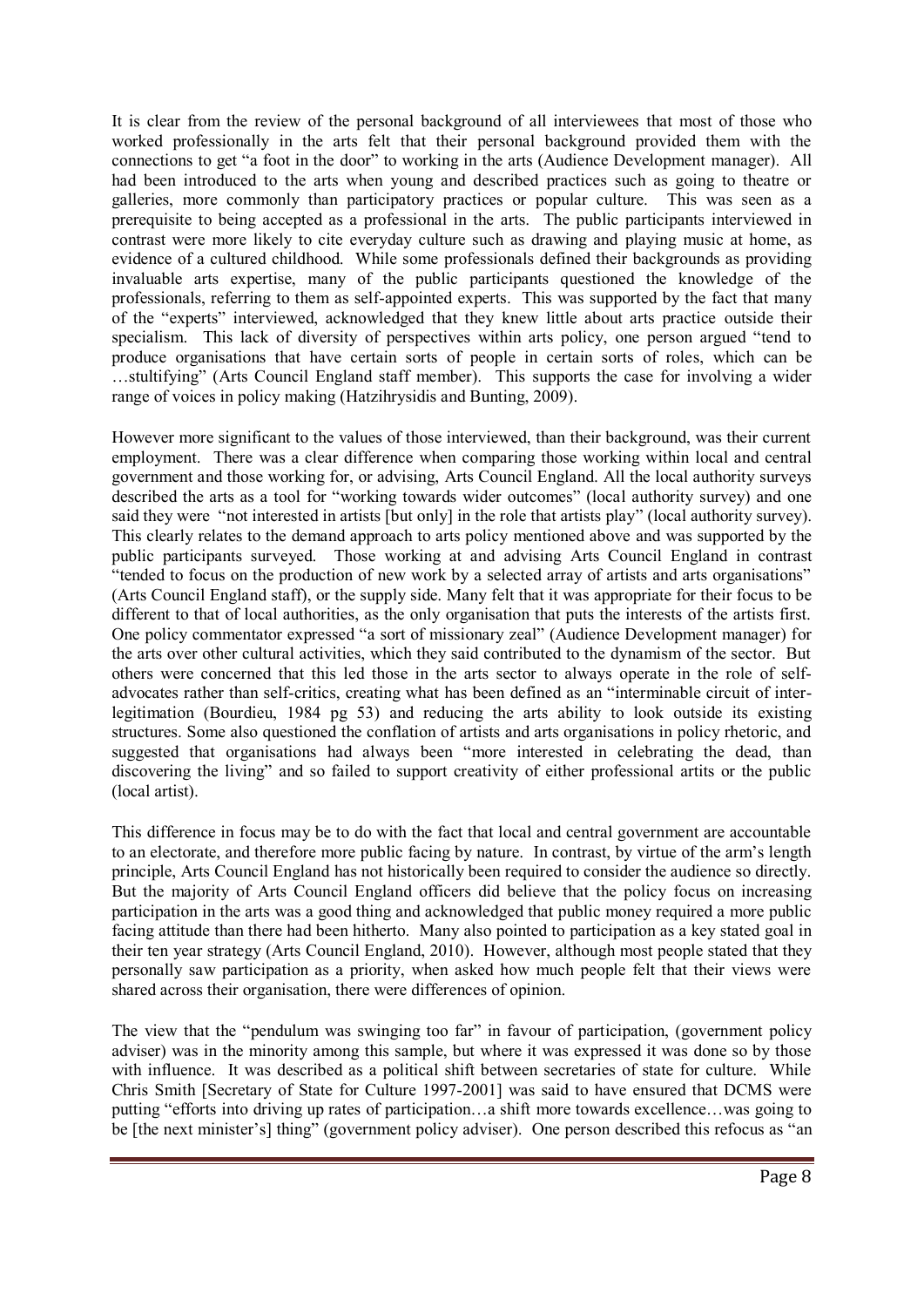It is clear from the review of the personal background of all interviewees that most of those who worked professionally in the arts felt that their personal background provided them with the connections to get "a foot in the door" to working in the arts (Audience Development manager). All had been introduced to the arts when young and described practices such as going to theatre or galleries, more commonly than participatory practices or popular culture. This was seen as a prerequisite to being accepted as a professional in the arts. The public participants interviewed in contrast were more likely to cite everyday culture such as drawing and playing music at home, as evidence of a cultured childhood. While some professionals defined their backgrounds as providing invaluable arts expertise, many of the public participants questioned the knowledge of the professionals, referring to them as self-appointed experts. This was supported by the fact that many of the "experts" interviewed, acknowledged that they knew little about arts practice outside their specialism. This lack of diversity of perspectives within arts policy, one person argued "tend to produce organisations that have certain sorts of people in certain sorts of roles, which can be …stultifying" (Arts Council England staff member). This supports the case for involving a wider range of voices in policy making (Hatzihrysidis and Bunting, 2009).

However more significant to the values of those interviewed, than their background, was their current employment. There was a clear difference when comparing those working within local and central government and those working for, or advising, Arts Council England. All the local authority surveys described the arts as a tool for "working towards wider outcomes" (local authority survey) and one said they were "not interested in artists [but only] in the role that artists play" (local authority survey). This clearly relates to the demand approach to arts policy mentioned above and was supported by the public participants surveyed. Those working at and advising Arts Council England in contrast "tended to focus on the production of new work by a selected array of artists and arts organisations" (Arts Council England staff), or the supply side. Many felt that it was appropriate for their focus to be different to that of local authorities, as the only organisation that puts the interests of the artists first. One policy commentator expressed "a sort of missionary zeal" (Audience Development manager) for the arts over other cultural activities, which they said contributed to the dynamism of the sector. But others were concerned that this led those in the arts sector to always operate in the role of self-advocates rather than self-critics, creating what has been defined as an "interminable circuit of inter-legitimation (Bourdieu, 1984 pg 53) and reducing the arts ability to look outside its existing structures. Some also questioned the conflation of artists and arts organisations in policy rhetoric, and suggested that organisations had always been "more interested in celebrating the dead, than discovering the living" and so failed to support creativity of either professional artits or the public (local artist).

This difference in focus may be to do with the fact that local and central government are accountable to an electorate, and therefore more public facing by nature. In contrast, by virtue of the arm's length principle, Arts Council England has not historically been required to consider the audience so directly. But the majority of Arts Council England officers did believe that the policy focus on increasing participation in the arts was a good thing and acknowledged that public money required a more public facing attitude than there had been hitherto. Many also pointed to participation as a key stated goal in their ten year strategy (Arts Council England, 2010). However, although most people stated that they personally saw participation as a priority, when asked how much people felt that their views were shared across their organisation, there were differences of opinion.

The view that the "pendulum was swinging too far" in favour of participation, (government policy adviser) was in the minority among this sample, but where it was expressed it was done so by those with influence. It was described as a political shift between secretaries of state for culture. While Chris Smith [Secretary of State for Culture 1997-2001] was said to have ensured that DCMS were putting "efforts into driving up rates of participation…a shift more towards excellence…was going to be [the next minister's] thing" (government policy adviser). One person described this refocus as "an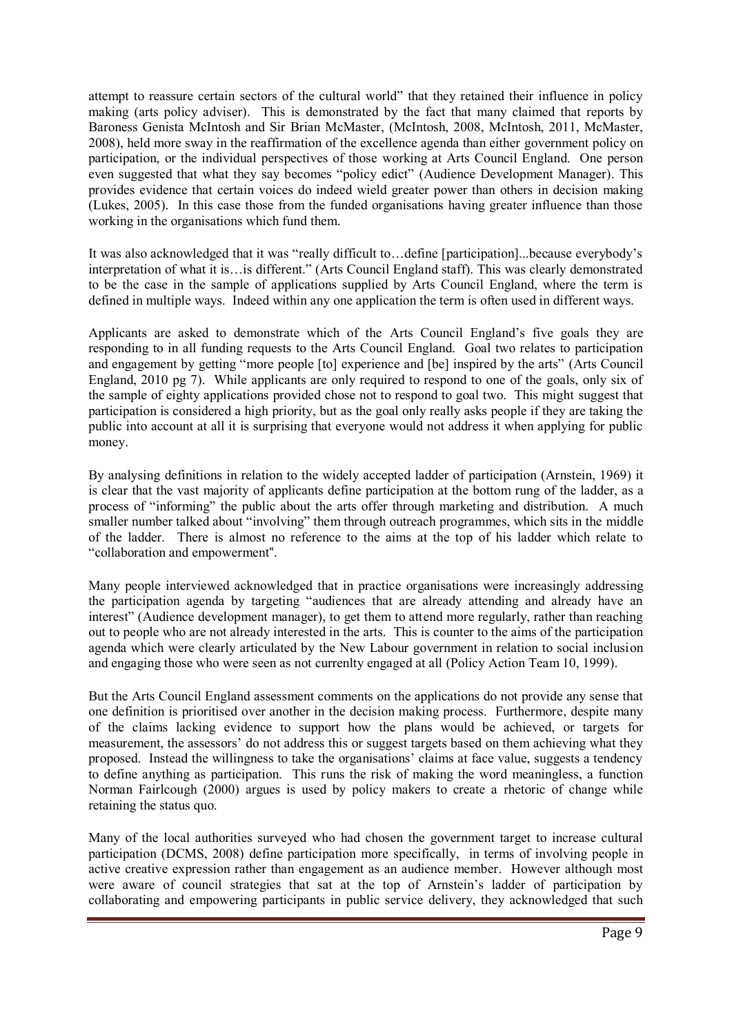attempt to reassure certain sectors of the cultural world" that they retained their influence in policy making (arts policy adviser). This is demonstrated by the fact that many claimed that reports by Baroness Genista McIntosh and Sir Brian McMaster, (McIntosh, 2008, McIntosh, 2011, McMaster, 2008), held more sway in the reaffirmation of the excellence agenda than either government policy on participation, or the individual perspectives of those working at Arts Council England. One person even suggested that what they say becomes "policy edict" (Audience Development Manager). This provides evidence that certain voices do indeed wield greater power than others in decision making (Lukes, 2005). In this case those from the funded organisations having greater influence than those working in the organisations which fund them.

It was also acknowledged that it was "really difficult to…define [participation]...because everybody's interpretation of what it is…is different." (Arts Council England staff). This was clearly demonstrated to be the case in the sample of applications supplied by Arts Council England, where the term is defined in multiple ways. Indeed within any one application the term is often used in different ways.

Applicants are asked to demonstrate which of the Arts Council England's five goals they are responding to in all funding requests to the Arts Council England. Goal two relates to participation and engagement by getting "more people [to] experience and [be] inspired by the arts" (Arts Council England, 2010 pg 7). While applicants are only required to respond to one of the goals, only six of the sample of eighty applications provided chose not to respond to goal two. This might suggest that participation is considered a high priority, but as the goal only really asks people if they are taking the public into account at all it is surprising that everyone would not address it when applying for public money.

By analysing definitions in relation to the widely accepted ladder of participation (Arnstein, 1969) it is clear that the vast majority of applicants define participation at the bottom rung of the ladder, as a process of "informing" the public about the arts offer through marketing and distribution. A much smaller number talked about "involving" them through outreach programmes, which sits in the middle of the ladder. There is almost no reference to the aims at the top of his ladder which relate to "collaboration and empowerment".

Many people interviewed acknowledged that in practice organisations were increasingly addressing the participation agenda by targeting "audiences that are already attending and already have an interest" (Audience development manager), to get them to attend more regularly, rather than reaching out to people who are not already interested in the arts. This is counter to the aims of the participation agenda which were clearly articulated by the New Labour government in relation to social inclusion and engaging those who were seen as not currenlty engaged at all (Policy Action Team 10, 1999).

But the Arts Council England assessment comments on the applications do not provide any sense that one definition is prioritised over another in the decision making process. Furthermore, despite many of the claims lacking evidence to support how the plans would be achieved, or targets for measurement, the assessors' do not address this or suggest targets based on them achieving what they proposed. Instead the willingness to take the organisations' claims at face value, suggests a tendency to define anything as participation. This runs the risk of making the word meaningless, a function Norman Fairclough (2000) argues is used by policy makers to create a rhetoric of change while retaining the status quo.

Many of the local authorities surveyed who had chosen the government target to increase cultural participation (DCMS, 2008) define participation more specifically, in terms of involving people in active creative expression rather than engagement as an audience member. However although most were aware of council strategies that sat at the top of Arnstein's ladder of participation by collaborating and empowering participants in public service delivery, they acknowledged that such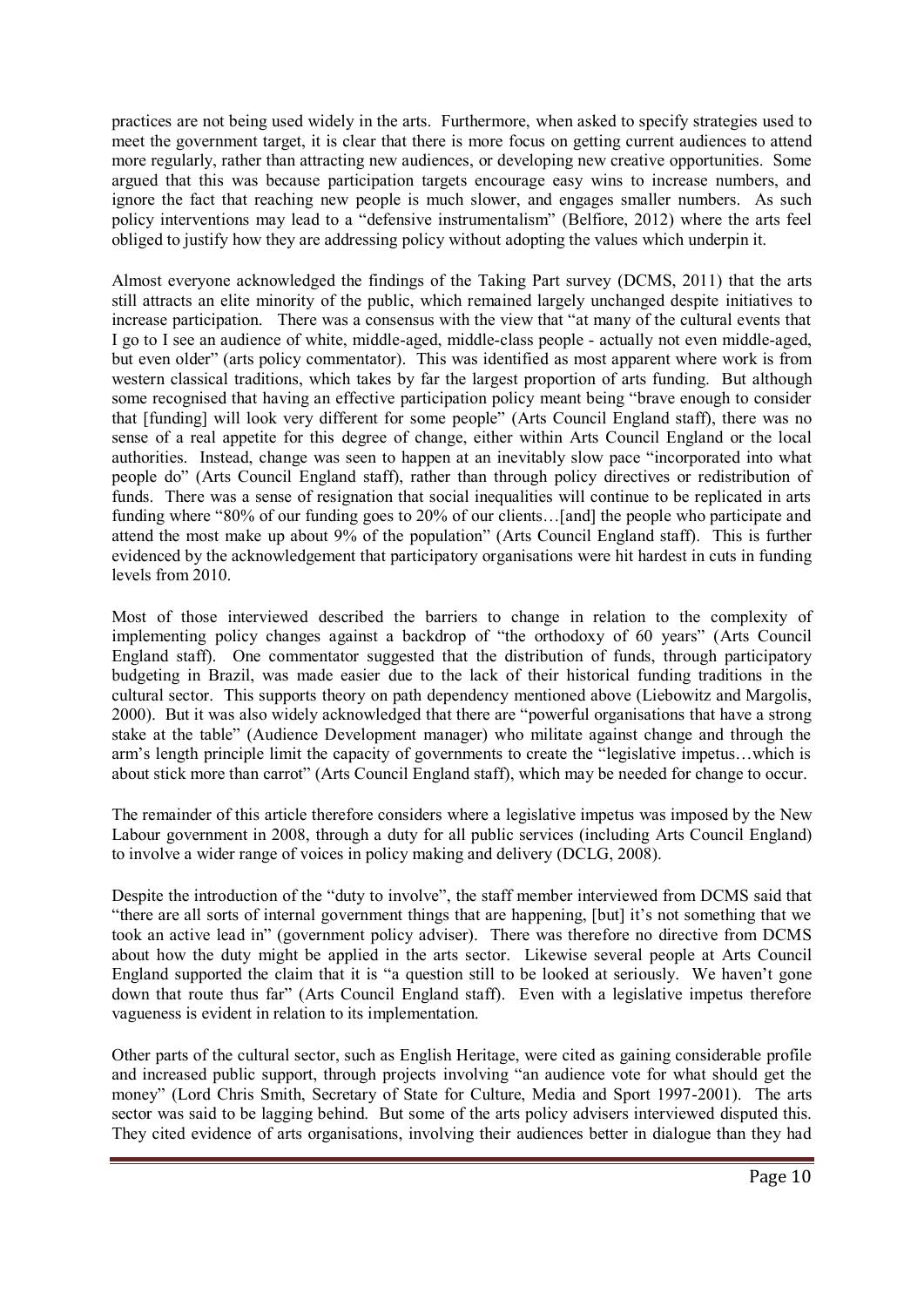practices are not being used widely in the arts. Furthermore, when asked to specify strategies used to meet the government target, it is clear that there is more focus on getting current audiences to attend more regularly, rather than attracting new audiences, or developing new creative opportunities. Some argued that this was because participation targets encourage easy wins to increase numbers, and ignore the fact that reaching new people is much slower, and engages smaller numbers. As such policy interventions may lead to a "defensive instrumentalism" (Belfiore, 2012) where the arts feel obliged to justify how they are addressing policy without adopting the values which underpin it.

Almost everyone acknowledged the findings of the Taking Part survey (DCMS, 2011) that the arts still attracts an elite minority of the public, which remained largely unchanged despite initiatives to increase participation. There was a consensus with the view that "at many of the cultural events that I go to I see an audience of white, middle-aged, middle-class people - actually not even middle-aged, but even older" (arts policy commentator). This was identified as most apparent where work is from western classical traditions, which takes by far the largest proportion of arts funding. But although some recognised that having an effective participation policy meant being "brave enough to consider that [funding] will look very different for some people" (Arts Council England staff), there was no sense of a real appetite for this degree of change, either within Arts Council England or the local authorities. Instead, change was seen to happen at an inevitably slow pace "incorporated into what people do" (Arts Council England staff), rather than through policy directives or redistribution of funds. There was a sense of resignation that social inequalities will continue to be replicated in arts funding where "80% of our funding goes to 20% of our clients…[and] the people who participate and attend the most make up about 9% of the population" (Arts Council England staff). This is further evidenced by the acknowledgement that participatory organisations were hit hardest in cuts in funding levels from 2010.

Most of those interviewed described the barriers to change in relation to the complexity of implementing policy changes against a backdrop of "the orthodoxy of 60 years" (Arts Council England staff). One commentator suggested that the distribution of funds, through participatory budgeting in Brazil, was made easier due to the lack of their historical funding traditions in the cultural sector. This supports theory on path dependency mentioned above (Liebowitz and Margolis, 2000). But it was also widely acknowledged that there are "powerful organisations that have a strong stake at the table" (Audience Development manager) who militate against change and through the arm's length principle limit the capacity of governments to create the "legislative impetus…which is about stick more than carrot" (Arts Council England staff), which may be needed for change to occur.

The remainder of this article therefore considers where a legislative impetus was imposed by the New Labour government in 2008, through a duty for all public services (including Arts Council England) to involve a wider range of voices in policy making and delivery (DCLG, 2008).

Despite the introduction of the "duty to involve", the staff member interviewed from DCMS said that "there are all sorts of internal government things that are happening, [but] it's not something that we took an active lead in" (government policy adviser). There was therefore no directive from DCMS about how the duty might be applied in the arts sector. Likewise several people at Arts Council England supported the claim that it is "a question still to be looked at seriously. We haven't gone down that route thus far" (Arts Council England staff). Even with a legislative impetus therefore vagueness is evident in relation to its implementation.

Other parts of the cultural sector, such as English Heritage, were cited as gaining considerable profile and increased public support, through projects involving "an audience vote for what should get the money" (Lord Chris Smith, Secretary of State for Culture, Media and Sport 1997-2001). The arts sector was said to be lagging behind. But some of the arts policy advisers interviewed disputed this. They cited evidence of arts organisations, involving their audiences better in dialogue than they had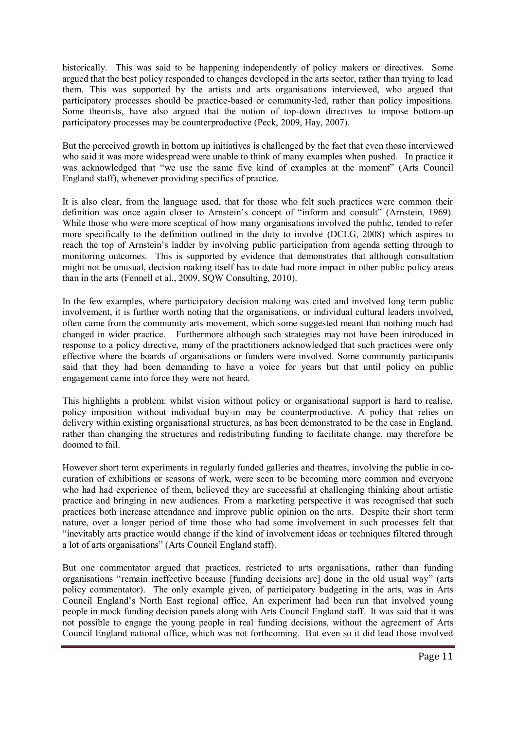historically. This was said to be happening independently of policy makers or directives. Some argued that the best policy responded to changes developed in the arts sector, rather than trying to lead them. This was supported by the artists and arts organisations interviewed, who argued that participatory processes should be practice-based or community-led, rather than policy impositions. Some theorists, have also argued that the notion of top-down directives to impose bottom-up participatory processes may be counterproductive (Peck, 2009, Hay, 2007).

But the perceived growth in bottom up initiatives is challenged by the fact that even those interviewed who said it was more widespread were unable to think of many examples when pushed. In practice it was acknowledged that "we use the same five kind of examples at the moment" (Arts Council England staff), whenever providing specifics of practice.

It is also clear, from the language used, that for those who felt such practices were common their definition was once again closer to Arnstein's concept of "inform and consult" (Arnstein, 1969). While those who were more sceptical of how many organisations involved the public, tended to refer more specifically to the definition outlined in the duty to involve (DCLG, 2008) which aspires to reach the top of Arnstein's ladder by involving public participation from agenda setting through to monitoring outcomes. This is supported by evidence that demonstrates that although consultation might not be unusual, decision making itself has to date had more impact in other public policy areas than in the arts (Fennell et al., 2009, SQW Consulting, 2010).

In the few examples, where participatory decision making was cited and involved long term public involvement, it is further worth noting that the organisations, or individual cultural leaders involved, often came from the community arts movement, which some suggested meant that nothing much had changed in wider practice. Furthermore although such strategies may not have been introduced in response to a policy directive, many of the practitioners acknowledged that such practices were only effective where the boards of organisations or funders were involved. Some community participants said that they had been demanding to have a voice for years but that until policy on public engagement came into force they were not heard.

This highlights a problem: whilst vision without policy or organisational support is hard to realise, policy imposition without individual buy-in may be counterproductive. A policy that relies on delivery within existing organisational structures, as has been demonstrated to be the case in England, rather than changing the structures and redistributing funding to facilitate change, may therefore be doomed to fail.

However short term experiments in regularly funded galleries and theatres, involving the public in co-curation of exhibitions or seasons of work, were seen to be becoming more common and everyone who had had experience of them, believed they are successful at challenging thinking about artistic practice and bringing in new audiences. From a marketing perspective it was recognised that such practices both increase attendance and improve public opinion on the arts. Despite their short term nature, over a longer period of time those who had some involvement in such processes felt that "inevitably arts practice would change if the kind of involvement ideas or techniques filtered through a lot of arts organisations" (Arts Council England staff).

But one commentator argued that practices, restricted to arts organisations, rather than funding organisations "remain ineffective because [funding decisions are] done in the old usual way" (arts policy commentator). The only example given, of participatory budgeting in the arts, was in Arts Council England's North East regional office. An experiment had been run that involved young people in mock funding decision panels along with Arts Council England staff. It was said that it was not possible to engage the young people in real funding decisions, without the agreement of Arts Council England national office, which was not forthcoming. But even so it did lead those involved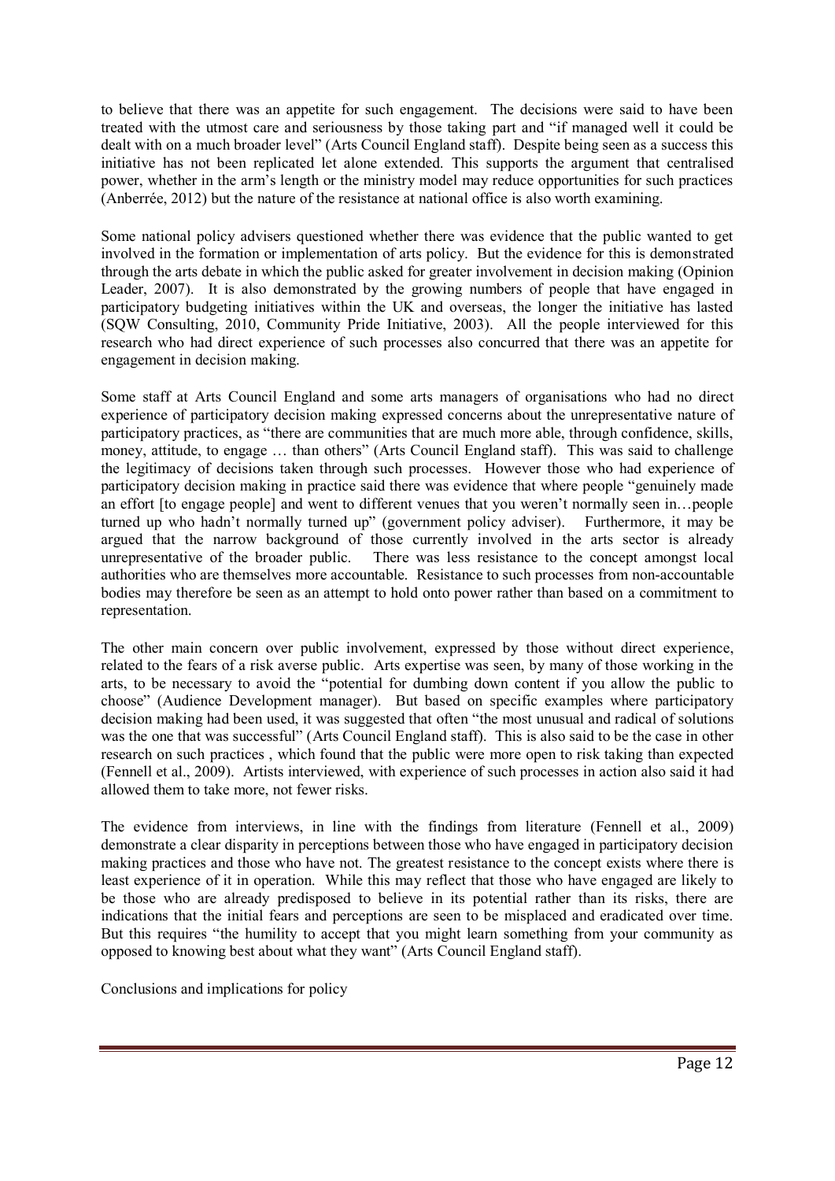to believe that there was an appetite for such engagement. The decisions were said to have been treated with the utmost care and seriousness by those taking part and "if managed well it could be dealt with on a much broader level" (Arts Council England staff). Despite being seen as a success this initiative has not been replicated let alone extended. This supports the argument that centralised power, whether in the arm's length or the ministry model may reduce opportunities for such practices (Anberrée, 2012) but the nature of the resistance at national office is also worth examining.

Some national policy advisers questioned whether there was evidence that the public wanted to get involved in the formation or implementation of arts policy. But the evidence for this is demonstrated through the arts debate in which the public asked for greater involvement in decision making (Opinion Leader, 2007). It is also demonstrated by the growing numbers of people that have engaged in participatory budgeting initiatives within the UK and overseas, the longer the initiative has lasted (SQW Consulting, 2010, Community Pride Initiative, 2003). All the people interviewed for this research who had direct experience of such processes also concurred that there was an appetite for engagement in decision making.

Some staff at Arts Council England and some arts managers of organisations who had no direct experience of participatory decision making expressed concerns about the unrepresentative nature of participatory practices, as "there are communities that are much more able, through confidence, skills, money, attitude, to engage … than others" (Arts Council England staff). This was said to challenge the legitimacy of decisions taken through such processes. However those who had experience of participatory decision making in practice said there was evidence that where people "genuinely made an effort [to engage people] and went to different venues that you weren't normally seen in…people turned up who hadn't normally turned up" (government policy adviser). Furthermore, it may be argued that the narrow background of those currently involved in the arts sector is already unrepresentative of the broader public. There was less resistance to the concept amongst local authorities who are themselves more accountable. Resistance to such processes from non-accountable bodies may therefore be seen as an attempt to hold onto power rather than based on a commitment to representation.

The other main concern over public involvement, expressed by those without direct experience, related to the fears of a risk averse public. Arts expertise was seen, by many of those working in the arts, to be necessary to avoid the "potential for dumbing down content if you allow the public to choose" (Audience Development manager). But based on specific examples where participatory decision making had been used, it was suggested that often "the most unusual and radical of solutions was the one that was successful" (Arts Council England staff). This is also said to be the case in other research on such practices , which found that the public were more open to risk taking than expected (Fennell et al., 2009). Artists interviewed, with experience of such processes in action also said it had allowed them to take more, not fewer risks.

The evidence from interviews, in line with the findings from literature (Fennell et al., 2009) demonstrate a clear disparity in perceptions between those who have engaged in participatory decision making practices and those who have not. The greatest resistance to the concept exists where there is least experience of it in operation. While this may reflect that those who have engaged are likely to be those who are already predisposed to believe in its potential rather than its risks, there are indications that the initial fears and perceptions are seen to be misplaced and eradicated over time. But this requires "the humility to accept that you might learn something from your community as opposed to knowing best about what they want" (Arts Council England staff).

## Conclusions and implications for policy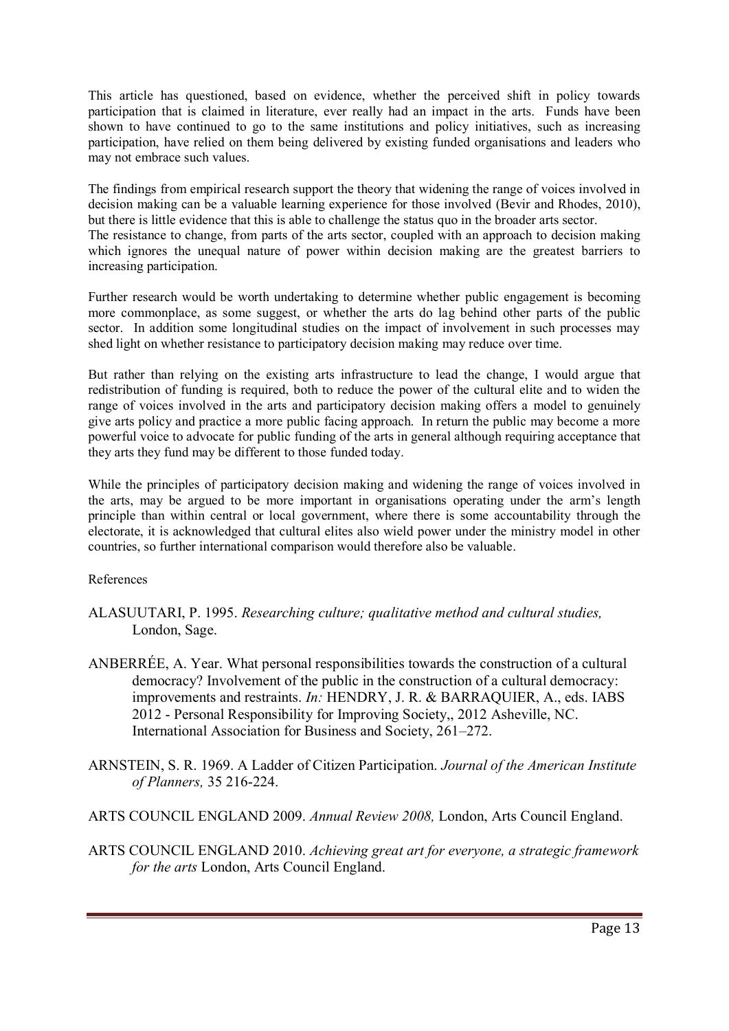This article has questioned, based on evidence, whether the perceived shift in policy towards participation that is claimed in literature, ever really had an impact in the arts. Funds have been shown to have continued to go to the same institutions and policy initiatives, such as increasing participation, have relied on them being delivered by existing funded organisations and leaders who may not embrace such values.

The findings from empirical research support the theory that widening the range of voices involved in decision making can be a valuable learning experience for those involved (Bevir and Rhodes, 2010), but there is little evidence that this is able to challenge the status quo in the broader arts sector. The resistance to change, from parts of the arts sector, coupled with an approach to decision making which ignores the unequal nature of power within decision making are the greatest barriers to increasing participation.

Further research would be worth undertaking to determine whether public engagement is becoming more commonplace, as some suggest, or whether the arts do lag behind other parts of the public sector. In addition some longitudinal studies on the impact of involvement in such processes may shed light on whether resistance to participatory decision making may reduce over time.

But rather than relying on the existing arts infrastructure to lead the change, I would argue that redistribution of funding is required, both to reduce the power of the cultural elite and to widen the range of voices involved in the arts and participatory decision making offers a model to genuinely give arts policy and practice a more public facing approach. In return the public may become a more powerful voice to advocate for public funding of the arts in general although requiring acceptance that they arts they fund may be different to those funded today.

While the principles of participatory decision making and widening the range of voices involved in the arts, may be argued to be more important in organisations operating under the arm's length principle than within central or local government, where there is some accountability through the electorate, it is acknowledged that cultural elites also wield power under the ministry model in other countries, so further international comparison would therefore also be valuable.

References

ALASUUTARI, P. 1995. *Researching culture; qualitative method and cultural studies,* London, Sage.

ANBERRÉE, A. Year. What personal responsibilities towards the construction of a cultural democracy? Involvement of the public in the construction of a cultural democracy: improvements and restraints. *In:* HENDRY, J. R. & BARRAQUIER, A., eds. IABS 2012 - Personal Responsibility for Improving Society,, 2012 Asheville, NC. International Association for Business and Society, 261–272.

ARNSTEIN, S. R. 1969. A Ladder of Citizen Participation. *Journal of the American Institute of Planners,* 35 216-224.

ARTS COUNCIL ENGLAND 2009. *Annual Review 2008,* London, Arts Council England.

ARTS COUNCIL ENGLAND 2010. *Achieving great art for everyone, a strategic framework for the arts* London, Arts Council England.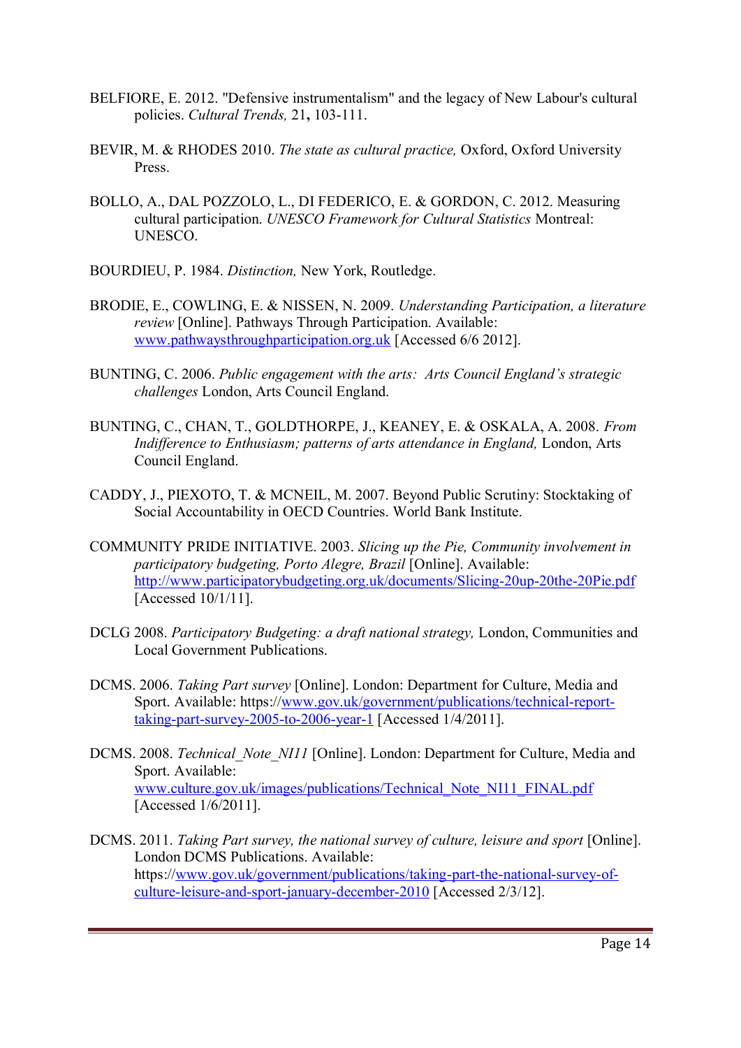BELFIORE, E. 2012. "Defensive instrumentalism" and the legacy of New Labour's cultural policies. *Cultural Trends,* 21**,** 103-111.

BEVIR, M. & RHODES 2010. *The state as cultural practice,* Oxford, Oxford University Press.

BOLLO, A., DAL POZZOLO, L., DI FEDERICO, E. & GORDON, C. 2012. Measuring cultural participation. *UNESCO Framework for Cultural Statistics* Montreal: UNESCO.

BOURDIEU, P. 1984. *Distinction,* New York, Routledge.

BRODIE, E., COWLING, E. & NISSEN, N. 2009. *Understanding Participation, a literature review* [Online]. Pathways Through Participation. Available: www.pathwaysthroughparticipation.org.uk [Accessed 6/6 2012].

BUNTING, C. 2006. *Public engagement with the arts: Arts Council England's strategic challenges* London, Arts Council England.

BUNTING, C., CHAN, T., GOLDTHORPE, J., KEANEY, E. & OSKALA, A. 2008. *From Indifference to Enthusiasm; patterns of arts attendance in England,* London, Arts Council England.

CADDY, J., PIEXOTO, T. & MCNEIL, M. 2007. Beyond Public Scrutiny: Stocktaking of Social Accountability in OECD Countries. World Bank Institute.

COMMUNITY PRIDE INITIATIVE. 2003. *Slicing up the Pie, Community involvement in participatory budgeting, Porto Alegre, Brazil* [Online]. Available: http://www.participatorybudgeting.org.uk/documents/Slicing-20up-20the-20Pie.pdf [Accessed 10/1/11].

DCLG 2008. *Participatory Budgeting: a draft national strategy,* London, Communities and Local Government Publications.

DCMS. 2006. *Taking Part survey* [Online]. London: Department for Culture, Media and Sport. Available: https://www.gov.uk/government/publications/technical-report-taking-part-survey-2005-to-2006-year-1 [Accessed 1/4/2011].

DCMS. 2008. *Technical_Note_NI11* [Online]. London: Department for Culture, Media and Sport. Available: www.culture.gov.uk/images/publications/Technical_Note_NI11_FINAL.pdf [Accessed 1/6/2011].

DCMS. 2011. *Taking Part survey, the national survey of culture, leisure and sport* [Online]. London DCMS Publications. Available: https://www.gov.uk/government/publications/taking-part-the-national-survey-of-culture-leisure-and-sport-january-december-2010 [Accessed 2/3/12].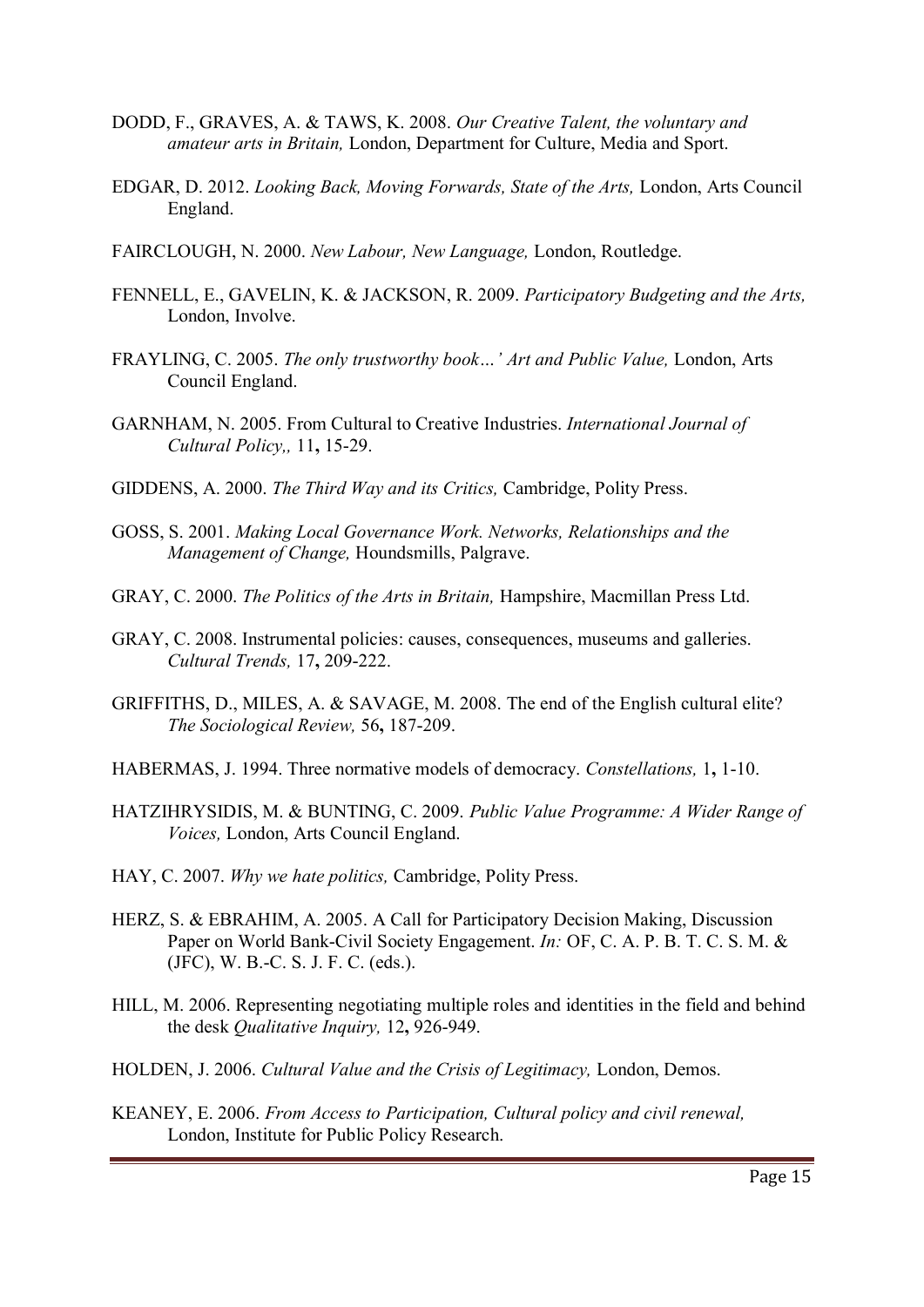DODD, F., GRAVES, A. & TAWS, K. 2008. *Our Creative Talent, the voluntary and amateur arts in Britain,* London, Department for Culture, Media and Sport.

EDGAR, D. 2012. *Looking Back, Moving Forwards, State of the Arts,* London, Arts Council England.

FAIRCLOUGH, N. 2000. *New Labour, New Language,* London, Routledge.

FENNELL, E., GAVELIN, K. & JACKSON, R. 2009. *Participatory Budgeting and the Arts,* London, Involve.

FRAYLING, C. 2005. *The only trustworthy book…' Art and Public Value,* London, Arts Council England.

GARNHAM, N. 2005. From Cultural to Creative Industries. *International Journal of Cultural Policy,,* 11**,** 15-29.

GIDDENS, A. 2000. *The Third Way and its Critics,* Cambridge, Polity Press.

GOSS, S. 2001. *Making Local Governance Work. Networks, Relationships and the Management of Change,* Houndsmills, Palgrave.

GRAY, C. 2000. *The Politics of the Arts in Britain,* Hampshire, Macmillan Press Ltd.

GRAY, C. 2008. Instrumental policies: causes, consequences, museums and galleries. *Cultural Trends,* 17**,** 209-222.

GRIFFITHS, D., MILES, A. & SAVAGE, M. 2008. The end of the English cultural elite? *The Sociological Review,* 56**,** 187-209.

HABERMAS, J. 1994. Three normative models of democracy. *Constellations,* 1**,** 1-10.

HATZIHRYSIDIS, M. & BUNTING, C. 2009. *Public Value Programme: A Wider Range of Voices,* London, Arts Council England.

HAY, C. 2007. *Why we hate politics,* Cambridge, Polity Press.

HERZ, S. & EBRAHIM, A. 2005. A Call for Participatory Decision Making, Discussion Paper on World Bank-Civil Society Engagement. *In:* OF, C. A. P. B. T. C. S. M. & (JFC), W. B.-C. S. J. F. C. (eds.).

HILL, M. 2006. Representing negotiating multiple roles and identities in the field and behind the desk *Qualitative Inquiry,* 12**,** 926-949.

HOLDEN, J. 2006. *Cultural Value and the Crisis of Legitimacy,* London, Demos.

KEANEY, E. 2006. *From Access to Participation, Cultural policy and civil renewal,* London, Institute for Public Policy Research.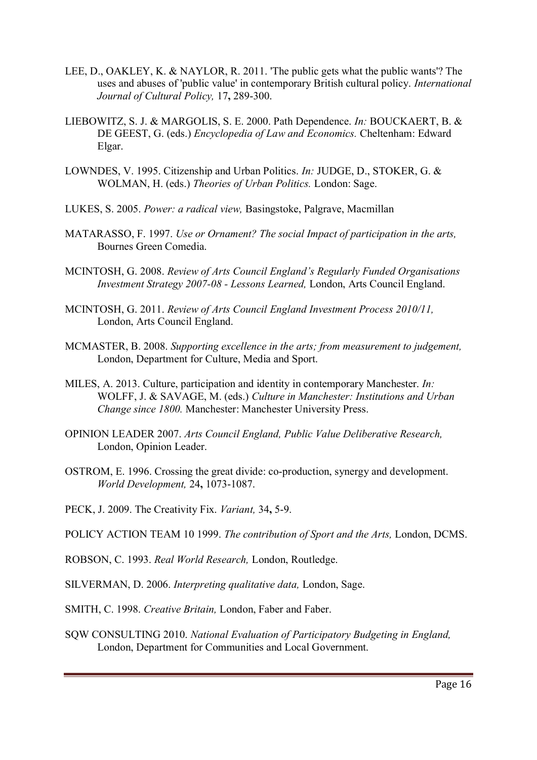LEE, D., OAKLEY, K. & NAYLOR, R. 2011. 'The public gets what the public wants'? The uses and abuses of 'public value' in contemporary British cultural policy. *International Journal of Cultural Policy,* 17**,** 289-300.

LIEBOWITZ, S. J. & MARGOLIS, S. E. 2000. Path Dependence. *In:* BOUCKAERT, B. & DE GEEST, G. (eds.) *Encyclopedia of Law and Economics.* Cheltenham: Edward Elgar.

LOWNDES, V. 1995. Citizenship and Urban Politics. *In:* JUDGE, D., STOKER, G. & WOLMAN, H. (eds.) *Theories of Urban Politics.* London: Sage.

LUKES, S. 2005. *Power: a radical view,* Basingstoke, Palgrave, Macmillan

MATARASSO, F. 1997. *Use or Ornament? The social Impact of participation in the arts,* Bournes Green Comedia.

MCINTOSH, G. 2008. *Review of Arts Council England's Regularly Funded Organisations Investment Strategy 2007-08 - Lessons Learned,* London, Arts Council England.

MCINTOSH, G. 2011. *Review of Arts Council England Investment Process 2010/11,* London, Arts Council England.

MCMASTER, B. 2008. *Supporting excellence in the arts; from measurement to judgement,* London, Department for Culture, Media and Sport.

MILES, A. 2013. Culture, participation and identity in contemporary Manchester. *In:* WOLFF, J. & SAVAGE, M. (eds.) *Culture in Manchester: Institutions and Urban Change since 1800.* Manchester: Manchester University Press.

OPINION LEADER 2007. *Arts Council England, Public Value Deliberative Research,* London, Opinion Leader.

OSTROM, E. 1996. Crossing the great divide: co-production, synergy and development. *World Development,* 24**,** 1073-1087.

PECK, J. 2009. The Creativity Fix. *Variant,* 34**,** 5-9.

POLICY ACTION TEAM 10 1999. *The contribution of Sport and the Arts,* London, DCMS.

ROBSON, C. 1993. *Real World Research,* London, Routledge.

SILVERMAN, D. 2006. *Interpreting qualitative data,* London, Sage.

SMITH, C. 1998. *Creative Britain,* London, Faber and Faber.

SQW CONSULTING 2010. *National Evaluation of Participatory Budgeting in England,* London, Department for Communities and Local Government.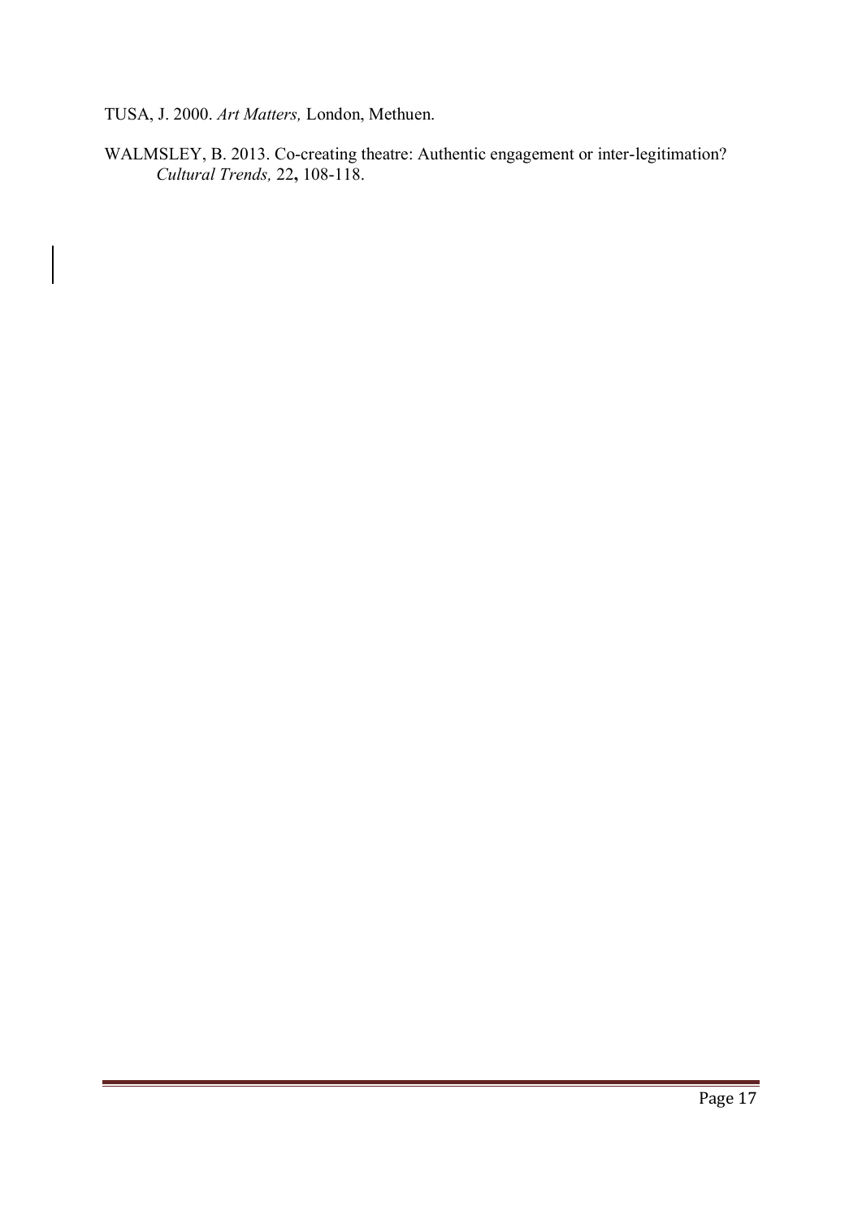TUSA, J. 2000. *Art Matters,* London, Methuen.

WALMSLEY, B. 2013. Co-creating theatre: Authentic engagement or inter-legitimation? *Cultural Trends,* 22**,** 108-118.